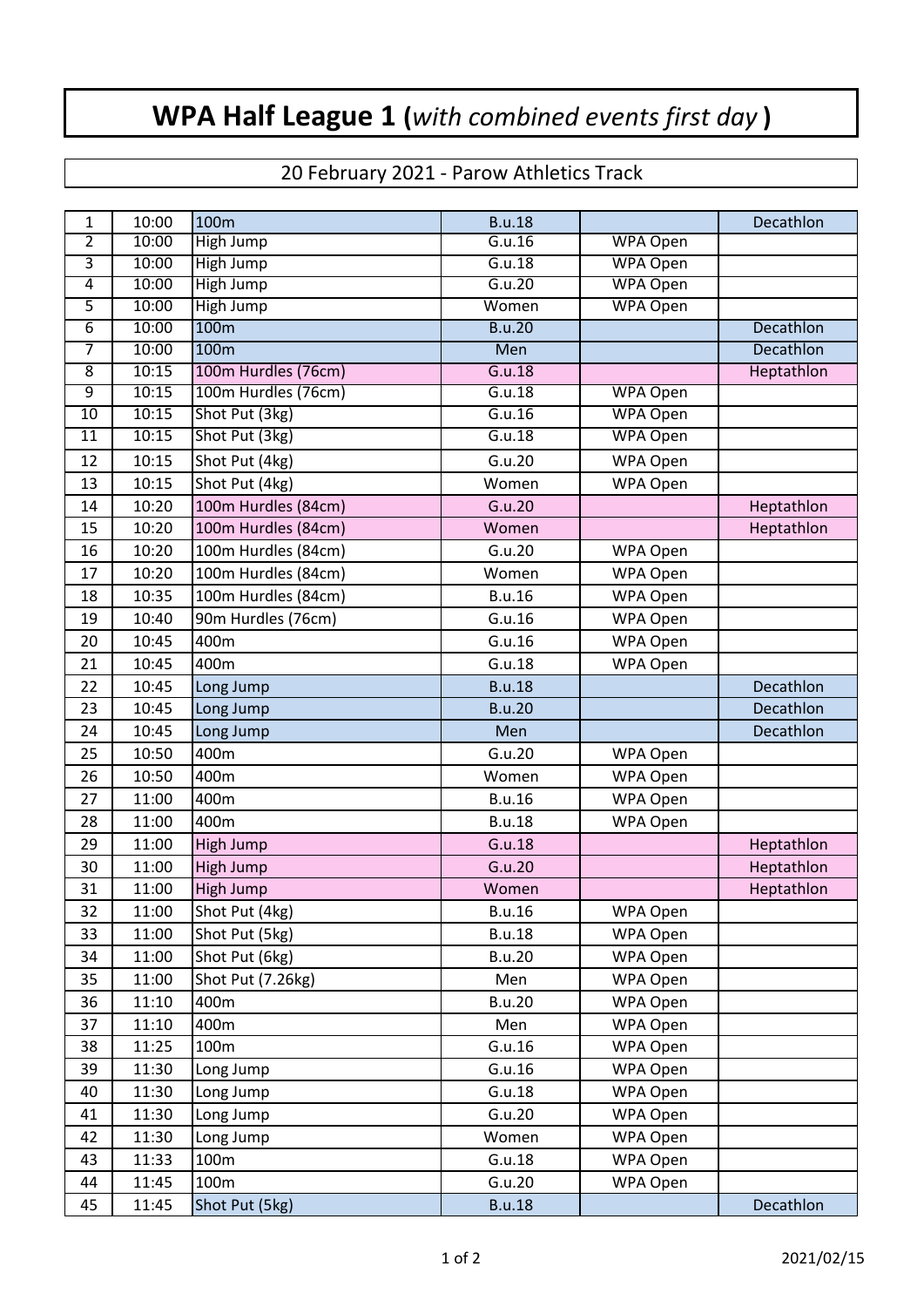# WPA Half League 1 (*with combined events first day*)

20 February 2021 - Parow Athletics Track

| | | | | | |
|---|---|---|---|---|---|
| 1 | 10:00 | 100m | B.u.18 | | Decathlon |
| 2 | 10:00 | High Jump | G.u.16 | WPA Open | |
| 3 | 10:00 | High Jump | G.u.18 | WPA Open | |
| 4 | 10:00 | High Jump | G.u.20 | WPA Open | |
| 5 | 10:00 | High Jump | Women | WPA Open | |
| 6 | 10:00 | 100m | B.u.20 | | Decathlon |
| 7 | 10:00 | 100m | Men | | Decathlon |
| 8 | 10:15 | 100m Hurdles (76cm) | G.u.18 | | Heptathlon |
| 9 | 10:15 | 100m Hurdles (76cm) | G.u.18 | WPA Open | |
| 10 | 10:15 | Shot Put (3kg) | G.u.16 | WPA Open | |
| 11 | 10:15 | Shot Put (3kg) | G.u.18 | WPA Open | |
| 12 | 10:15 | Shot Put (4kg) | G.u.20 | WPA Open | |
| 13 | 10:15 | Shot Put (4kg) | Women | WPA Open | |
| 14 | 10:20 | 100m Hurdles (84cm) | G.u.20 | | Heptathlon |
| 15 | 10:20 | 100m Hurdles (84cm) | Women | | Heptathlon |
| 16 | 10:20 | 100m Hurdles (84cm) | G.u.20 | WPA Open | |
| 17 | 10:20 | 100m Hurdles (84cm) | Women | WPA Open | |
| 18 | 10:35 | 100m Hurdles (84cm) | B.u.16 | WPA Open | |
| 19 | 10:40 | 90m Hurdles (76cm) | G.u.16 | WPA Open | |
| 20 | 10:45 | 400m | G.u.16 | WPA Open | |
| 21 | 10:45 | 400m | G.u.18 | WPA Open | |
| 22 | 10:45 | Long Jump | B.u.18 | | Decathlon |
| 23 | 10:45 | Long Jump | B.u.20 | | Decathlon |
| 24 | 10:45 | Long Jump | Men | | Decathlon |
| 25 | 10:50 | 400m | G.u.20 | WPA Open | |
| 26 | 10:50 | 400m | Women | WPA Open | |
| 27 | 11:00 | 400m | B.u.16 | WPA Open | |
| 28 | 11:00 | 400m | B.u.18 | WPA Open | |
| 29 | 11:00 | High Jump | G.u.18 | | Heptathlon |
| 30 | 11:00 | High Jump | G.u.20 | | Heptathlon |
| 31 | 11:00 | High Jump | Women | | Heptathlon |
| 32 | 11:00 | Shot Put (4kg) | B.u.16 | WPA Open | |
| 33 | 11:00 | Shot Put (5kg) | B.u.18 | WPA Open | |
| 34 | 11:00 | Shot Put (6kg) | B.u.20 | WPA Open | |
| 35 | 11:00 | Shot Put (7.26kg) | Men | WPA Open | |
| 36 | 11:10 | 400m | B.u.20 | WPA Open | |
| 37 | 11:10 | 400m | Men | WPA Open | |
| 38 | 11:25 | 100m | G.u.16 | WPA Open | |
| 39 | 11:30 | Long Jump | G.u.16 | WPA Open | |
| 40 | 11:30 | Long Jump | G.u.18 | WPA Open | |
| 41 | 11:30 | Long Jump | G.u.20 | WPA Open | |
| 42 | 11:30 | Long Jump | Women | WPA Open | |
| 43 | 11:33 | 100m | G.u.18 | WPA Open | |
| 44 | 11:45 | 100m | G.u.20 | WPA Open | |
| 45 | 11:45 | Shot Put (5kg) | B.u.18 | | Decathlon |

2021/02/15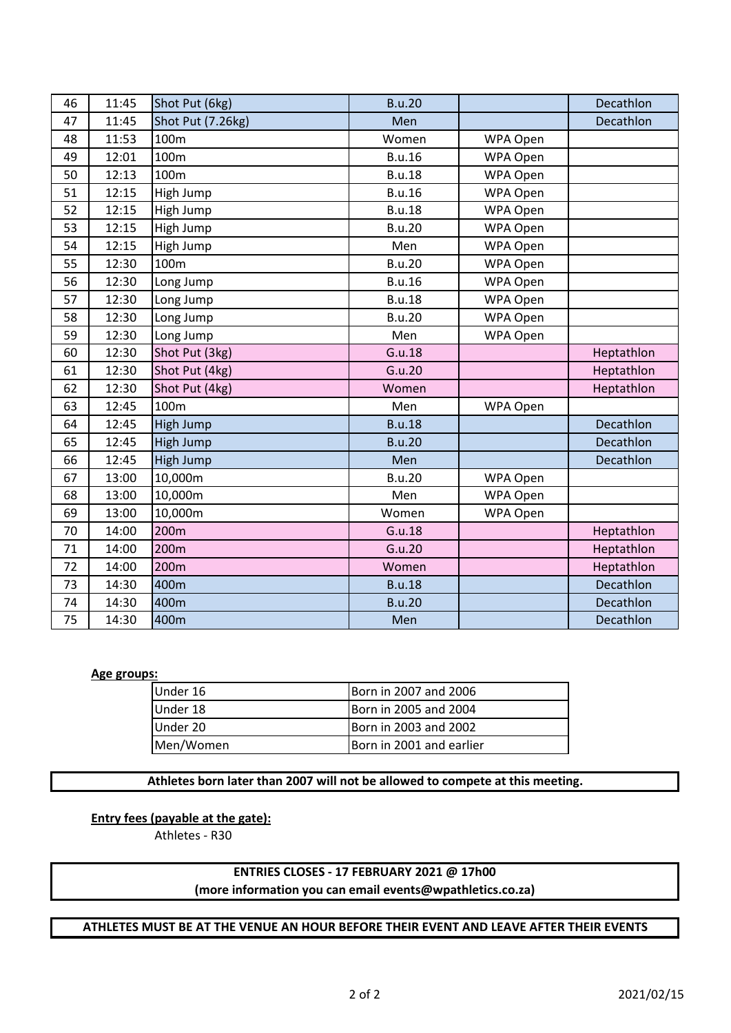| | | | | | |
|---|---|---|---|---|---|
| 46 | 11:45 | Shot Put (6kg) | B.u.20 | | Decathlon |
| 47 | 11:45 | Shot Put (7.26kg) | Men | | Decathlon |
| 48 | 11:53 | 100m | Women | WPA Open | |
| 49 | 12:01 | 100m | B.u.16 | WPA Open | |
| 50 | 12:13 | 100m | B.u.18 | WPA Open | |
| 51 | 12:15 | High Jump | B.u.16 | WPA Open | |
| 52 | 12:15 | High Jump | B.u.18 | WPA Open | |
| 53 | 12:15 | High Jump | B.u.20 | WPA Open | |
| 54 | 12:15 | High Jump | Men | WPA Open | |
| 55 | 12:30 | 100m | B.u.20 | WPA Open | |
| 56 | 12:30 | Long Jump | B.u.16 | WPA Open | |
| 57 | 12:30 | Long Jump | B.u.18 | WPA Open | |
| 58 | 12:30 | Long Jump | B.u.20 | WPA Open | |
| 59 | 12:30 | Long Jump | Men | WPA Open | |
| 60 | 12:30 | Shot Put (3kg) | G.u.18 | | Heptathlon |
| 61 | 12:30 | Shot Put (4kg) | G.u.20 | | Heptathlon |
| 62 | 12:30 | Shot Put (4kg) | Women | | Heptathlon |
| 63 | 12:45 | 100m | Men | WPA Open | |
| 64 | 12:45 | High Jump | B.u.18 | | Decathlon |
| 65 | 12:45 | High Jump | B.u.20 | | Decathlon |
| 66 | 12:45 | High Jump | Men | | Decathlon |
| 67 | 13:00 | 10,000m | B.u.20 | WPA Open | |
| 68 | 13:00 | 10,000m | Men | WPA Open | |
| 69 | 13:00 | 10,000m | Women | WPA Open | |
| 70 | 14:00 | 200m | G.u.18 | | Heptathlon |
| 71 | 14:00 | 200m | G.u.20 | | Heptathlon |
| 72 | 14:00 | 200m | Women | | Heptathlon |
| 73 | 14:30 | 400m | B.u.18 | | Decathlon |
| 74 | 14:30 | 400m | B.u.20 | | Decathlon |
| 75 | 14:30 | 400m | Men | | Decathlon |

**Age groups:**

| | |
|---|---|
| Under 16 | Born in 2007 and 2006 |
| Under 18 | Born in 2005 and 2004 |
| Under 20 | Born in 2003 and 2002 |
| Men/Women | Born in 2001 and earlier |

**Athletes born later than 2007 will not be allowed to compete at this meeting.**

**Entry fees (payable at the gate):**

Athletes - R30

**ENTRIES CLOSES - 17 FEBRUARY 2021 @ 17h00**
**(more information you can email events@wpathletics.co.za)**

**ATHLETES MUST BE AT THE VENUE AN HOUR BEFORE THEIR EVENT AND LEAVE AFTER THEIR EVENTS**

2021/02/15